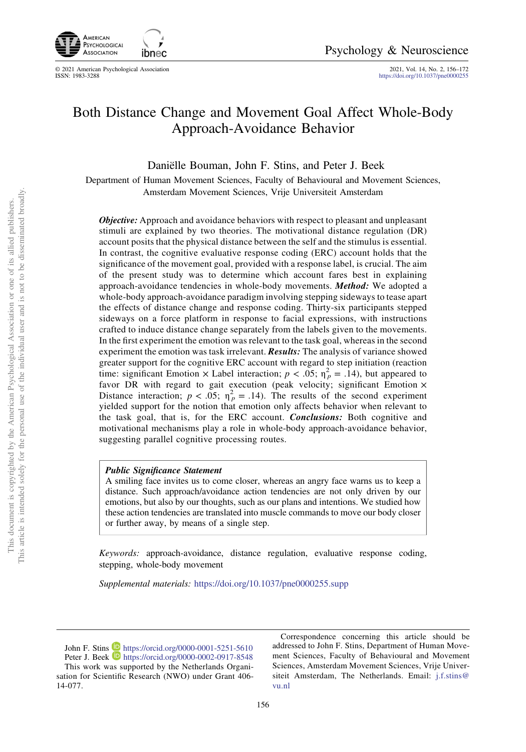# Both Distance Change and Movement Goal Affect Whole-Body Approach-Avoidance Behavior

Daniëlle Bouman, John F. Stins, and Peter J. Beek

Department of Human Movement Sciences, Faculty of Behavioural and Movement Sciences, Amsterdam Movement Sciences, Vrije Universiteit Amsterdam

***Objective:*** Approach and avoidance behaviors with respect to pleasant and unpleasant stimuli are explained by two theories. The motivational distance regulation (DR) account posits that the physical distance between the self and the stimulus is essential. In contrast, the cognitive evaluative response coding (ERC) account holds that the significance of the movement goal, provided with a response label, is crucial. The aim of the present study was to determine which account fares best in explaining approach-avoidance tendencies in whole-body movements. ***Method:*** We adopted a whole-body approach-avoidance paradigm involving stepping sideways to tease apart the effects of distance change and response coding. Thirty-six participants stepped sideways on a force platform in response to facial expressions, with instructions crafted to induce distance change separately from the labels given to the movements. In the first experiment the emotion was relevant to the task goal, whereas in the second experiment the emotion was task irrelevant. ***Results:*** The analysis of variance showed greater support for the cognitive ERC account with regard to step initiation (reaction time: significant Emotion × Label interaction; $p < .05$; $\eta_p^2 = .14$), but appeared to favor DR with regard to gait execution (peak velocity; significant Emotion × Distance interaction; $p < .05$; $\eta_p^2 = .14$). The results of the second experiment yielded support for the notion that emotion only affects behavior when relevant to the task goal, that is, for the ERC account. ***Conclusions:*** Both cognitive and motivational mechanisms play a role in whole-body approach-avoidance behavior, suggesting parallel cognitive processing routes.

> ***Public Significance Statement***
> A smiling face invites us to come closer, whereas an angry face warns us to keep a distance. Such approach/avoidance action tendencies are not only driven by our emotions, but also by our thoughts, such as our plans and intentions. We studied how these action tendencies are translated into muscle commands to move our body closer or further away, by means of a single step.

*Keywords:* approach-avoidance, distance regulation, evaluative response coding, stepping, whole-body movement

*Supplemental materials:* https://doi.org/10.1037/pne0000255.supp

John F. Stins https://orcid.org/0000-0001-5251-5610
Peter J. Beek https://orcid.org/0000-0002-0917-8548
This work was supported by the Netherlands Organisation for Scientific Research (NWO) under Grant 406-14-077.

Correspondence concerning this article should be addressed to John F. Stins, Department of Human Movement Sciences, Faculty of Behavioural and Movement Sciences, Amsterdam Movement Sciences, Vrije Universiteit Amsterdam, The Netherlands. Email: j.f.stins@vu.nl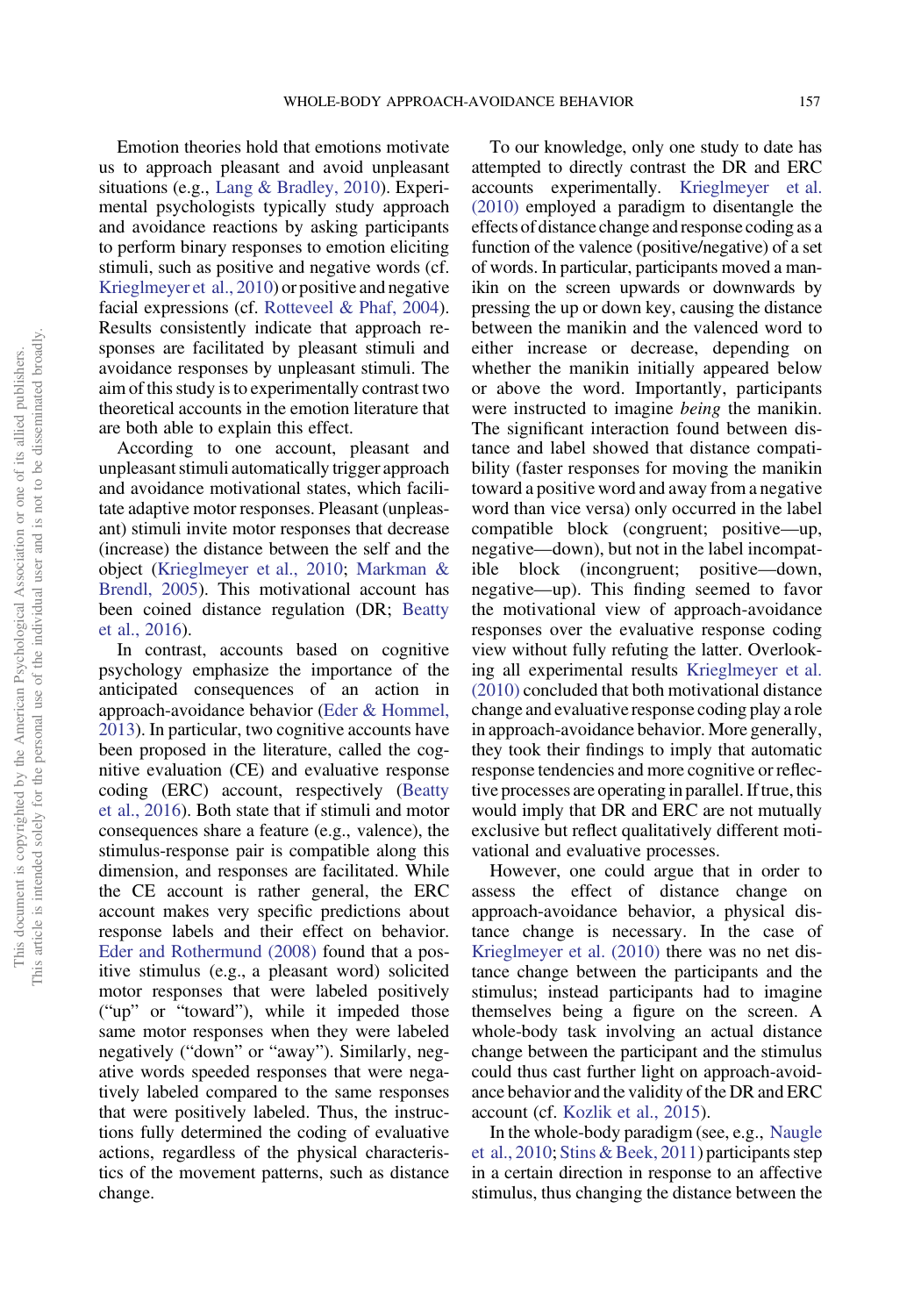Emotion theories hold that emotions motivate us to approach pleasant and avoid unpleasant situations (e.g., Lang & Bradley, 2010). Experimental psychologists typically study approach and avoidance reactions by asking participants to perform binary responses to emotion eliciting stimuli, such as positive and negative words (cf. Krieglmeyer et al., 2010) or positive and negative facial expressions (cf. Rotteveel & Phaf, 2004). Results consistently indicate that approach responses are facilitated by pleasant stimuli and avoidance responses by unpleasant stimuli. The aim of this study is to experimentally contrast two theoretical accounts in the emotion literature that are both able to explain this effect.

According to one account, pleasant and unpleasant stimuli automatically trigger approach and avoidance motivational states, which facilitate adaptive motor responses. Pleasant (unpleasant) stimuli invite motor responses that decrease (increase) the distance between the self and the object (Krieglmeyer et al., 2010; Markman & Brendl, 2005). This motivational account has been coined distance regulation (DR; Beatty et al., 2016).

In contrast, accounts based on cognitive psychology emphasize the importance of the anticipated consequences of an action in approach-avoidance behavior (Eder & Hommel, 2013). In particular, two cognitive accounts have been proposed in the literature, called the cognitive evaluation (CE) and evaluative response coding (ERC) account, respectively (Beatty et al., 2016). Both state that if stimuli and motor consequences share a feature (e.g., valence), the stimulus-response pair is compatible along this dimension, and responses are facilitated. While the CE account is rather general, the ERC account makes very specific predictions about response labels and their effect on behavior. Eder and Rothermund (2008) found that a positive stimulus (e.g., a pleasant word) solicited motor responses that were labeled positively ("up" or "toward"), while it impeded those same motor responses when they were labeled negatively ("down" or "away"). Similarly, negative words speeded responses that were negatively labeled compared to the same responses that were positively labeled. Thus, the instructions fully determined the coding of evaluative actions, regardless of the physical characteristics of the movement patterns, such as distance change.

To our knowledge, only one study to date has attempted to directly contrast the DR and ERC accounts experimentally. Krieglmeyer et al. (2010) employed a paradigm to disentangle the effects of distance change and response coding as a function of the valence (positive/negative) of a set of words. In particular, participants moved a manikin on the screen upwards or downwards by pressing the up or down key, causing the distance between the manikin and the valenced word to either increase or decrease, depending on whether the manikin initially appeared below or above the word. Importantly, participants were instructed to imagine *being* the manikin. The significant interaction found between distance and label showed that distance compatibility (faster responses for moving the manikin toward a positive word and away from a negative word than vice versa) only occurred in the label compatible block (congruent; positive—up, negative—down), but not in the label incompatible block (incongruent; positive—down, negative—up). This finding seemed to favor the motivational view of approach-avoidance responses over the evaluative response coding view without fully refuting the latter. Overlooking all experimental results Krieglmeyer et al. (2010) concluded that both motivational distance change and evaluative response coding play a role in approach-avoidance behavior. More generally, they took their findings to imply that automatic response tendencies and more cognitive or reflective processes are operating in parallel. If true, this would imply that DR and ERC are not mutually exclusive but reflect qualitatively different motivational and evaluative processes.

However, one could argue that in order to assess the effect of distance change on approach-avoidance behavior, a physical distance change is necessary. In the case of Krieglmeyer et al. (2010) there was no net distance change between the participants and the stimulus; instead participants had to imagine themselves being a figure on the screen. A whole-body task involving an actual distance change between the participant and the stimulus could thus cast further light on approach-avoidance behavior and the validity of the DR and ERC account (cf. Kozlik et al., 2015).

In the whole-body paradigm (see, e.g., Naugle et al., 2010; Stins & Beek, 2011) participants step in a certain direction in response to an affective stimulus, thus changing the distance between the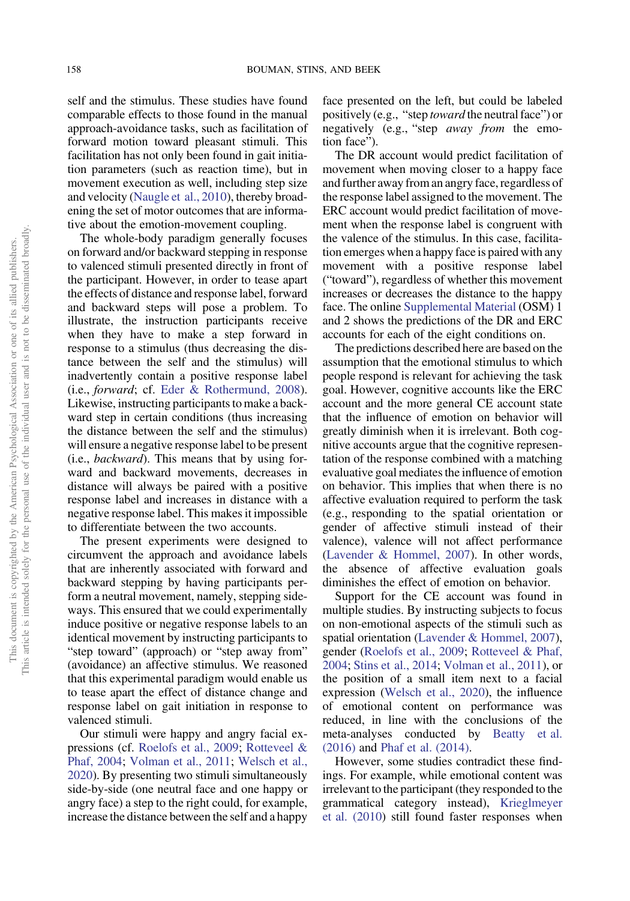self and the stimulus. These studies have found comparable effects to those found in the manual approach-avoidance tasks, such as facilitation of forward motion toward pleasant stimuli. This facilitation has not only been found in gait initiation parameters (such as reaction time), but in movement execution as well, including step size and velocity (Naugle et al., 2010), thereby broadening the set of motor outcomes that are informative about the emotion-movement coupling.

The whole-body paradigm generally focuses on forward and/or backward stepping in response to valenced stimuli presented directly in front of the participant. However, in order to tease apart the effects of distance and response label, forward and backward steps will pose a problem. To illustrate, the instruction participants receive when they have to make a step forward in response to a stimulus (thus decreasing the distance between the self and the stimulus) will inadvertently contain a positive response label (i.e., *forward*; cf. Eder & Rothermund, 2008). Likewise, instructing participants to make a backward step in certain conditions (thus increasing the distance between the self and the stimulus) will ensure a negative response label to be present (i.e., *backward*). This means that by using forward and backward movements, decreases in distance will always be paired with a positive response label and increases in distance with a negative response label. This makes it impossible to differentiate between the two accounts.

The present experiments were designed to circumvent the approach and avoidance labels that are inherently associated with forward and backward stepping by having participants perform a neutral movement, namely, stepping sideways. This ensured that we could experimentally induce positive or negative response labels to an identical movement by instructing participants to "step toward" (approach) or "step away from" (avoidance) an affective stimulus. We reasoned that this experimental paradigm would enable us to tease apart the effect of distance change and response label on gait initiation in response to valenced stimuli.

Our stimuli were happy and angry facial expressions (cf. Roelofs et al., 2009; Rotteveel & Phaf, 2004; Volman et al., 2011; Welsch et al., 2020). By presenting two stimuli simultaneously side-by-side (one neutral face and one happy or angry face) a step to the right could, for example, increase the distance between the self and a happy face presented on the left, but could be labeled positively (e.g., "step *toward* the neutral face") or negatively (e.g., "step *away from* the emotion face").

The DR account would predict facilitation of movement when moving closer to a happy face and further away from an angry face, regardless of the response label assigned to the movement. The ERC account would predict facilitation of movement when the response label is congruent with the valence of the stimulus. In this case, facilitation emerges when a happy face is paired with any movement with a positive response label ("toward"), regardless of whether this movement increases or decreases the distance to the happy face. The online Supplemental Material (OSM) 1 and 2 shows the predictions of the DR and ERC accounts for each of the eight conditions on.

The predictions described here are based on the assumption that the emotional stimulus to which people respond is relevant for achieving the task goal. However, cognitive accounts like the ERC account and the more general CE account state that the influence of emotion on behavior will greatly diminish when it is irrelevant. Both cognitive accounts argue that the cognitive representation of the response combined with a matching evaluative goal mediates the influence of emotion on behavior. This implies that when there is no affective evaluation required to perform the task (e.g., responding to the spatial orientation or gender of affective stimuli instead of their valence), valence will not affect performance (Lavender & Hommel, 2007). In other words, the absence of affective evaluation goals diminishes the effect of emotion on behavior.

Support for the CE account was found in multiple studies. By instructing subjects to focus on non-emotional aspects of the stimuli such as spatial orientation (Lavender & Hommel, 2007), gender (Roelofs et al., 2009; Rotteveel & Phaf, 2004; Stins et al., 2014; Volman et al., 2011), or the position of a small item next to a facial expression (Welsch et al., 2020), the influence of emotional content on performance was reduced, in line with the conclusions of the meta-analyses conducted by Beatty et al. (2016) and Phaf et al. (2014).

However, some studies contradict these findings. For example, while emotional content was irrelevant to the participant (they responded to the grammatical category instead), Krieglmeyer et al. (2010) still found faster responses when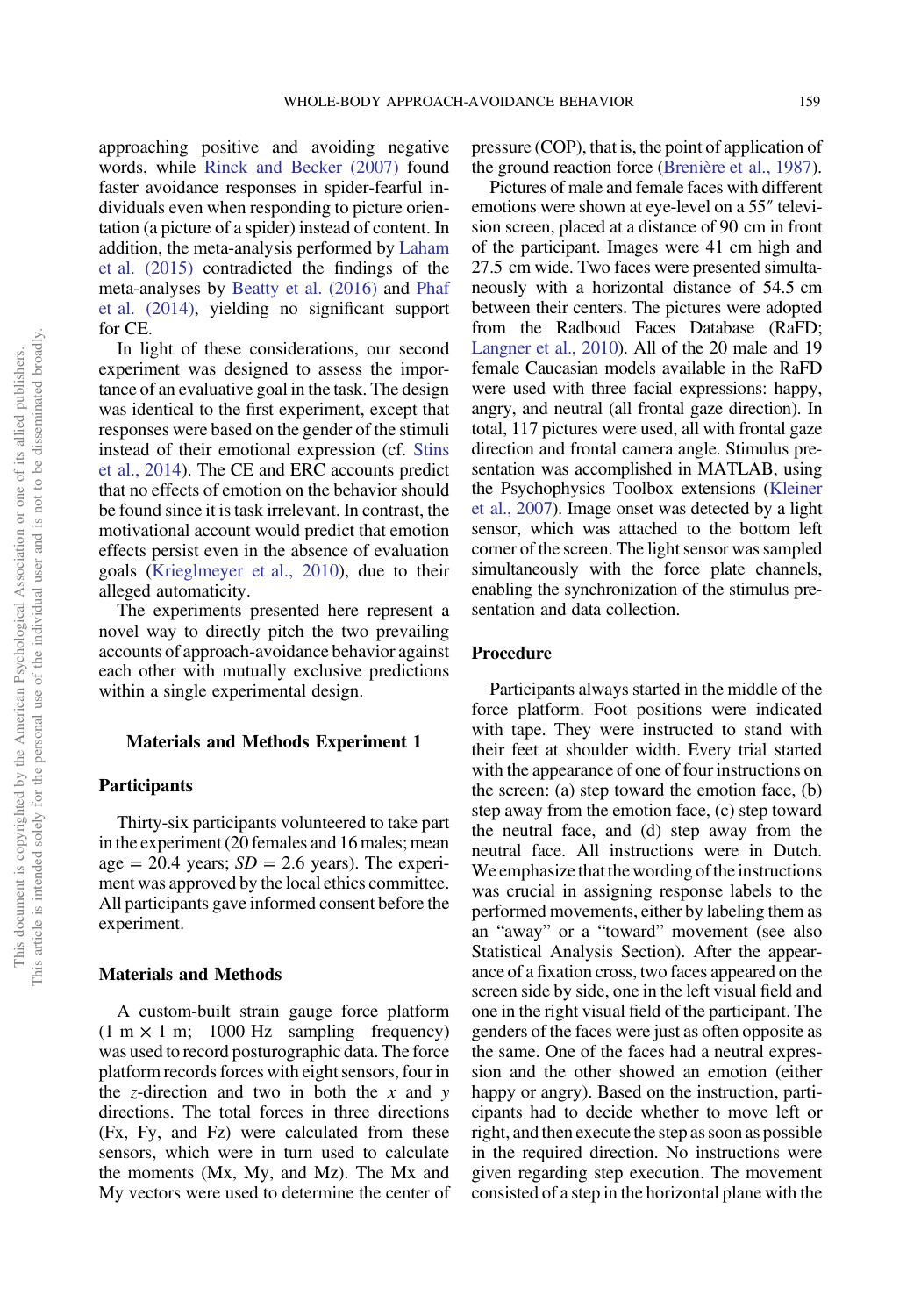approaching positive and avoiding negative words, while Rinck and Becker (2007) found faster avoidance responses in spider-fearful individuals even when responding to picture orientation (a picture of a spider) instead of content. In addition, the meta-analysis performed by Laham et al. (2015) contradicted the findings of the meta-analyses by Beatty et al. (2016) and Phaf et al. (2014), yielding no significant support for CE.

In light of these considerations, our second experiment was designed to assess the importance of an evaluative goal in the task. The design was identical to the first experiment, except that responses were based on the gender of the stimuli instead of their emotional expression (cf. Stins et al., 2014). The CE and ERC accounts predict that no effects of emotion on the behavior should be found since it is task irrelevant. In contrast, the motivational account would predict that emotion effects persist even in the absence of evaluation goals (Krieglmeyer et al., 2010), due to their alleged automaticity.

The experiments presented here represent a novel way to directly pitch the two prevailing accounts of approach-avoidance behavior against each other with mutually exclusive predictions within a single experimental design.

## Materials and Methods Experiment 1

### Participants

Thirty-six participants volunteered to take part in the experiment (20 females and 16 males; mean age = 20.4 years; *SD* = 2.6 years). The experiment was approved by the local ethics committee. All participants gave informed consent before the experiment.

### Materials and Methods

A custom-built strain gauge force platform (1 m × 1 m; 1000 Hz sampling frequency) was used to record posturographic data. The force platform records forces with eight sensors, four in the *z*-direction and two in both the *x* and *y* directions. The total forces in three directions (Fx, Fy, and Fz) were calculated from these sensors, which were in turn used to calculate the moments (Mx, My, and Mz). The Mx and My vectors were used to determine the center of pressure (COP), that is, the point of application of the ground reaction force (Brenière et al., 1987).

Pictures of male and female faces with different emotions were shown at eye-level on a 55″ television screen, placed at a distance of 90 cm in front of the participant. Images were 41 cm high and 27.5 cm wide. Two faces were presented simultaneously with a horizontal distance of 54.5 cm between their centers. The pictures were adopted from the Radboud Faces Database (RaFD; Langner et al., 2010). All of the 20 male and 19 female Caucasian models available in the RaFD were used with three facial expressions: happy, angry, and neutral (all frontal gaze direction). In total, 117 pictures were used, all with frontal gaze direction and frontal camera angle. Stimulus presentation was accomplished in MATLAB, using the Psychophysics Toolbox extensions (Kleiner et al., 2007). Image onset was detected by a light sensor, which was attached to the bottom left corner of the screen. The light sensor was sampled simultaneously with the force plate channels, enabling the synchronization of the stimulus presentation and data collection.

### Procedure

Participants always started in the middle of the force platform. Foot positions were indicated with tape. They were instructed to stand with their feet at shoulder width. Every trial started with the appearance of one of four instructions on the screen: (a) step toward the emotion face, (b) step away from the emotion face, (c) step toward the neutral face, and (d) step away from the neutral face. All instructions were in Dutch. We emphasize that the wording of the instructions was crucial in assigning response labels to the performed movements, either by labeling them as an "away" or a "toward" movement (see also Statistical Analysis Section). After the appearance of a fixation cross, two faces appeared on the screen side by side, one in the left visual field and one in the right visual field of the participant. The genders of the faces were just as often opposite as the same. One of the faces had a neutral expression and the other showed an emotion (either happy or angry). Based on the instruction, participants had to decide whether to move left or right, and then execute the step as soon as possible in the required direction. No instructions were given regarding step execution. The movement consisted of a step in the horizontal plane with the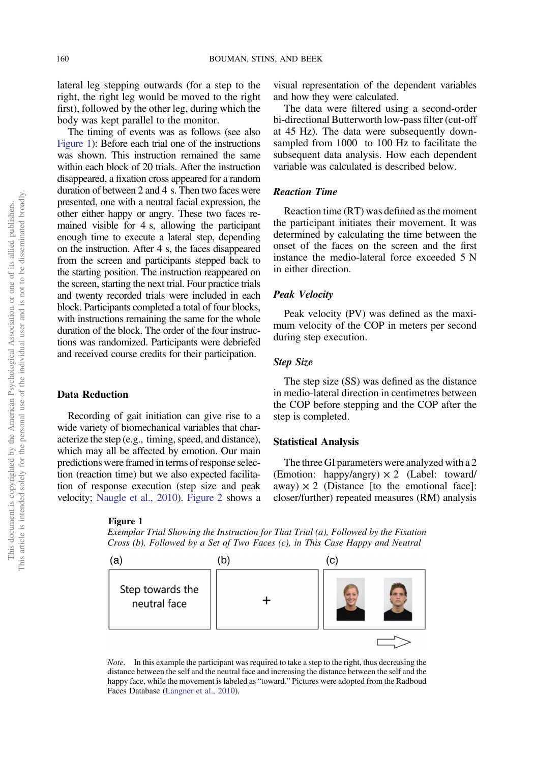lateral leg stepping outwards (for a step to the right, the right leg would be moved to the right first), followed by the other leg, during which the body was kept parallel to the monitor.

The timing of events was as follows (see also Figure 1): Before each trial one of the instructions was shown. This instruction remained the same within each block of 20 trials. After the instruction disappeared, a fixation cross appeared for a random duration of between 2 and 4 s. Then two faces were presented, one with a neutral facial expression, the other either happy or angry. These two faces remained visible for 4 s, allowing the participant enough time to execute a lateral step, depending on the instruction. After 4 s, the faces disappeared from the screen and participants stepped back to the starting position. The instruction reappeared on the screen, starting the next trial. Four practice trials and twenty recorded trials were included in each block. Participants completed a total of four blocks, with instructions remaining the same for the whole duration of the block. The order of the four instructions was randomized. Participants were debriefed and received course credits for their participation.

## Data Reduction

Recording of gait initiation can give rise to a wide variety of biomechanical variables that characterize the step (e.g., timing, speed, and distance), which may all be affected by emotion. Our main predictions were framed in terms of response selection (reaction time) but we also expected facilitation of response execution (step size and peak velocity; Naugle et al., 2010). Figure 2 shows a visual representation of the dependent variables and how they were calculated.

The data were filtered using a second-order bi-directional Butterworth low-pass filter (cut-off at 45 Hz). The data were subsequently down-sampled from 1000 to 100 Hz to facilitate the subsequent data analysis. How each dependent variable was calculated is described below.

### *Reaction Time*

Reaction time (RT) was defined as the moment the participant initiates their movement. It was determined by calculating the time between the onset of the faces on the screen and the first instance the medio-lateral force exceeded 5 N in either direction.

### *Peak Velocity*

Peak velocity (PV) was defined as the maximum velocity of the COP in meters per second during step execution.

### *Step Size*

The step size (SS) was defined as the distance in medio-lateral direction in centimetres between the COP before stepping and the COP after the step is completed.

## Statistical Analysis

The three GI parameters were analyzed with a 2 (Emotion: happy/angry) × 2 (Label: toward/away) × 2 (Distance [to the emotional face]: closer/further) repeated measures (RM) analysis

**Figure 1**
*Exemplar Trial Showing the Instruction for That Trial (a), Followed by the Fixation Cross (b), Followed by a Set of Two Faces (c), in This Case Happy and Neutral*

(a) Step towards the neutral face (b) + (c)

*Note.* In this example the participant was required to take a step to the right, thus decreasing the distance between the self and the neutral face and increasing the distance between the self and the happy face, while the movement is labeled as "toward." Pictures were adopted from the Radboud Faces Database (Langner et al., 2010).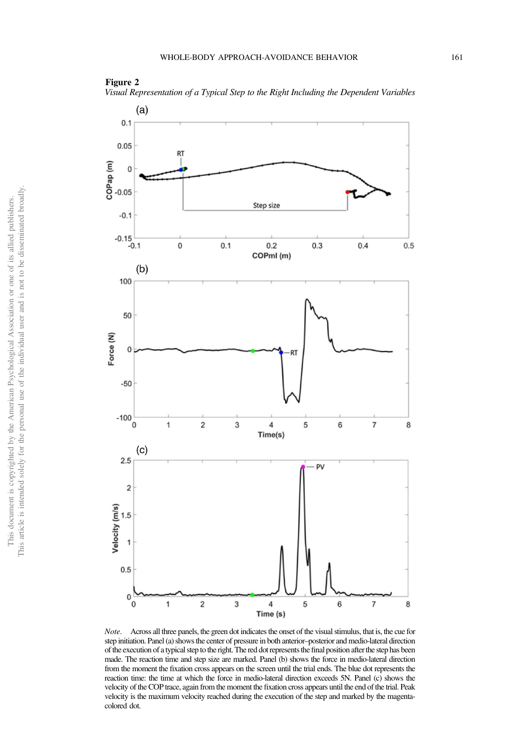**Figure 2**

*Visual Representation of a Typical Step to the Right Including the Dependent Variables*

*Note*. Across all three panels, the green dot indicates the onset of the visual stimulus, that is, the cue for step initiation. Panel (a) shows the center of pressure in both anterior–posterior and medio-lateral direction of the execution of a typical step to the right. The red dot represents the final position after the step has been made. The reaction time and step size are marked. Panel (b) shows the force in medio-lateral direction from the moment the fixation cross appears on the screen until the trial ends. The blue dot represents the reaction time: the time at which the force in medio-lateral direction exceeds 5N. Panel (c) shows the velocity of the COP trace, again from the moment the fixation cross appears until the end of the trial. Peak velocity is the maximum velocity reached during the execution of the step and marked by the magenta-colored dot.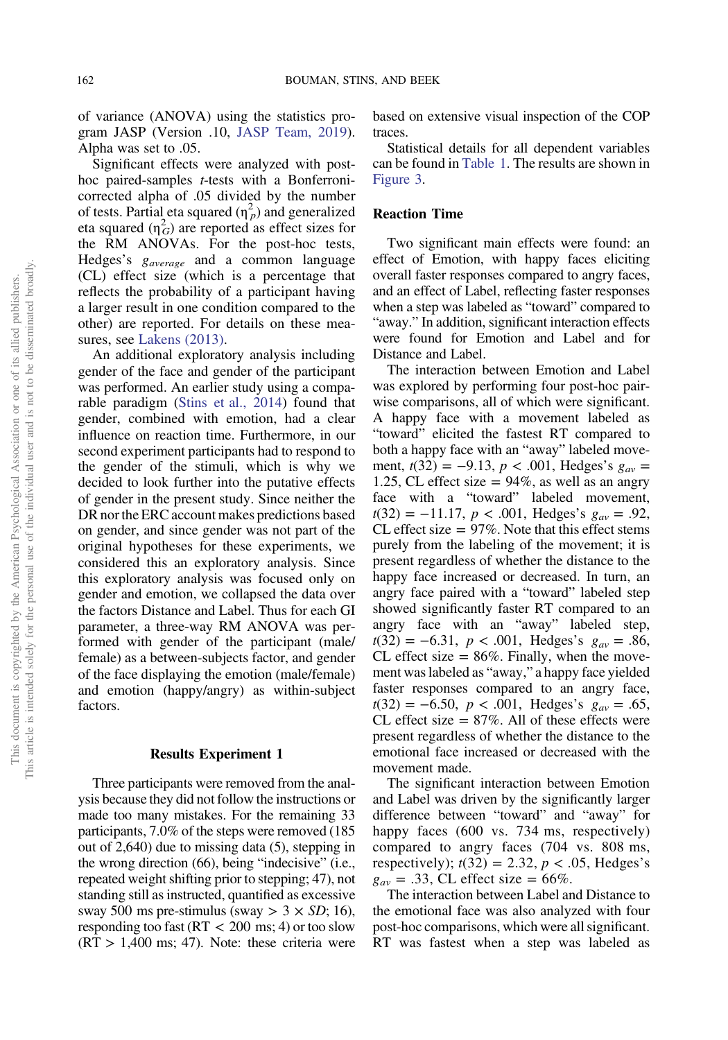of variance (ANOVA) using the statistics program JASP (Version .10, JASP Team, 2019). Alpha was set to .05.

Significant effects were analyzed with post-hoc paired-samples *t*-tests with a Bonferroni-corrected alpha of .05 divided by the number of tests. Partial eta squared ($\eta^2_p$) and generalized eta squared ($\eta^2_G$) are reported as effect sizes for the RM ANOVAs. For the post-hoc tests, Hedges's $g_{average}$ and a common language (CL) effect size (which is a percentage that reflects the probability of a participant having a larger result in one condition compared to the other) are reported. For details on these measures, see Lakens (2013).

An additional exploratory analysis including gender of the face and gender of the participant was performed. An earlier study using a comparable paradigm (Stins et al., 2014) found that gender, combined with emotion, had a clear influence on reaction time. Furthermore, in our second experiment participants had to respond to the gender of the stimuli, which is why we decided to look further into the putative effects of gender in the present study. Since neither the DR nor the ERC account makes predictions based on gender, and since gender was not part of the original hypotheses for these experiments, we considered this an exploratory analysis. Since this exploratory analysis was focused only on gender and emotion, we collapsed the data over the factors Distance and Label. Thus for each GI parameter, a three-way RM ANOVA was performed with gender of the participant (male/female) as a between-subjects factor, and gender of the face displaying the emotion (male/female) and emotion (happy/angry) as within-subject factors.

## Results Experiment 1

Three participants were removed from the analysis because they did not follow the instructions or made too many mistakes. For the remaining 33 participants, 7.0% of the steps were removed (185 out of 2,640) due to missing data (5), stepping in the wrong direction (66), being "indecisive" (i.e., repeated weight shifting prior to stepping; 47), not standing still as instructed, quantified as excessive sway 500 ms pre-stimulus (sway $> 3 \times SD$; 16), responding too fast (RT $<$ 200 ms; 4) or too slow (RT $>$ 1,400 ms; 47). Note: these criteria were based on extensive visual inspection of the COP traces.

Statistical details for all dependent variables can be found in Table 1. The results are shown in Figure 3.

### Reaction Time

Two significant main effects were found: an effect of Emotion, with happy faces eliciting overall faster responses compared to angry faces, and an effect of Label, reflecting faster responses when a step was labeled as "toward" compared to "away." In addition, significant interaction effects were found for Emotion and Label and for Distance and Label.

The interaction between Emotion and Label was explored by performing four post-hoc pairwise comparisons, all of which were significant. A happy face with a movement labeled as "toward" elicited the fastest RT compared to both a happy face with an "away" labeled movement, $t(32) = -9.13$, $p < .001$, Hedges's $g_{av} = 1.25$, CL effect size = 94%, as well as an angry face with a "toward" labeled movement, $t(32) = -11.17$, $p < .001$, Hedges's $g_{av} = .92$, CL effect size = 97%. Note that this effect stems purely from the labeling of the movement; it is present regardless of whether the distance to the happy face increased or decreased. In turn, an angry face paired with a "toward" labeled step showed significantly faster RT compared to an angry face with an "away" labeled step, $t(32) = -6.31$, $p < .001$, Hedges's $g_{av} = .86$, CL effect size = 86%. Finally, when the movement was labeled as "away," a happy face yielded faster responses compared to an angry face, $t(32) = -6.50$, $p < .001$, Hedges's $g_{av} = .65$, CL effect size = 87%. All of these effects were present regardless of whether the distance to the emotional face increased or decreased with the movement made.

The significant interaction between Emotion and Label was driven by the significantly larger difference between "toward" and "away" for happy faces (600 vs. 734 ms, respectively) compared to angry faces (704 vs. 808 ms, respectively); $t(32) = 2.32$, $p < .05$, Hedges's $g_{av} = .33$, CL effect size = 66%.

The interaction between Label and Distance to the emotional face was also analyzed with four post-hoc comparisons, which were all significant. RT was fastest when a step was labeled as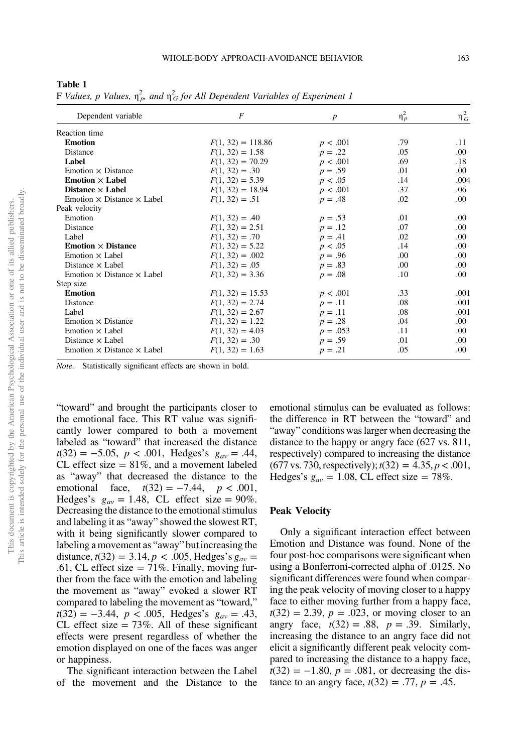**Table 1**

*F Values, p Values, $\eta_p^2$, and $\eta_G^2$ for All Dependent Variables of Experiment 1*

| Dependent variable | $F$ | $p$ | $\eta_p^2$ | $\eta_G^2$ |
|---|---|---|---|---|
| Reaction time | | | | |
| **Emotion** | $F(1, 32) = 118.86$ | $p < .001$ | .79 | .11 |
| Distance | $F(1, 32) = 1.58$ | $p = .22$ | .05 | .00 |
| **Label** | $F(1, 32) = 70.29$ | $p < .001$ | .69 | .18 |
| Emotion × Distance | $F(1, 32) = .30$ | $p = .59$ | .01 | .00 |
| **Emotion × Label** | $F(1, 32) = 5.39$ | $p < .05$ | .14 | .004 |
| **Distance × Label** | $F(1, 32) = 18.94$ | $p < .001$ | .37 | .06 |
| Emotion × Distance × Label | $F(1, 32) = .51$ | $p = .48$ | .02 | .00 |
| Peak velocity | | | | |
| Emotion | $F(1, 32) = .40$ | $p = .53$ | .01 | .00 |
| Distance | $F(1, 32) = 2.51$ | $p = .12$ | .07 | .00 |
| Label | $F(1, 32) = .70$ | $p = .41$ | .02 | .00 |
| **Emotion × Distance** | $F(1, 32) = 5.22$ | $p < .05$ | .14 | .00 |
| Emotion × Label | $F(1, 32) = .002$ | $p = .96$ | .00 | .00 |
| Distance × Label | $F(1, 32) = .05$ | $p = .83$ | .00 | .00 |
| Emotion × Distance × Label | $F(1, 32) = 3.36$ | $p = .08$ | .10 | .00 |
| Step size | | | | |
| **Emotion** | $F(1, 32) = 15.53$ | $p < .001$ | .33 | .001 |
| Distance | $F(1, 32) = 2.74$ | $p = .11$ | .08 | .001 |
| Label | $F(1, 32) = 2.67$ | $p = .11$ | .08 | .001 |
| Emotion × Distance | $F(1, 32) = 1.22$ | $p = .28$ | .04 | .00 |
| Emotion × Label | $F(1, 32) = 4.03$ | $p = .053$ | .11 | .00 |
| Distance × Label | $F(1, 32) = .30$ | $p = .59$ | .01 | .00 |
| Emotion × Distance × Label | $F(1, 32) = 1.63$ | $p = .21$ | .05 | .00 |

*Note.* Statistically significant effects are shown in bold.

"toward" and brought the participants closer to the emotional face. This RT value was significantly lower compared to both a movement labeled as "toward" that increased the distance $t(32) = -5.05$, $p < .001$, Hedges's $g_{av} = .44$, CL effect size = 81%, and a movement labeled as "away" that decreased the distance to the emotional face, $t(32) = -7.44$, $p < .001$, Hedges's $g_{av} = 1.48$, CL effect size = 90%. Decreasing the distance to the emotional stimulus and labeling it as "away" showed the slowest RT, with it being significantly slower compared to labeling a movement as "away" but increasing the distance, $t(32) = 3.14$, $p < .005$, Hedges's $g_{av} = .61$, CL effect size = 71%. Finally, moving further from the face with the emotion and labeling the movement as "away" evoked a slower RT compared to labeling the movement as "toward," $t(32) = -3.44$, $p < .005$, Hedges's $g_{av} = .43$, CL effect size = 73%. All of these significant effects were present regardless of whether the emotion displayed on one of the faces was anger or happiness.

The significant interaction between the Label of the movement and the Distance to the emotional stimulus can be evaluated as follows: the difference in RT between the "toward" and "away" conditions was larger when decreasing the distance to the happy or angry face (627 vs. 811, respectively) compared to increasing the distance (677 vs. 730, respectively); $t(32) = 4.35$, $p < .001$, Hedges's $g_{av} = 1.08$, CL effect size = 78%.

## Peak Velocity

Only a significant interaction effect between Emotion and Distance was found. None of the four post-hoc comparisons were significant when using a Bonferroni-corrected alpha of .0125. No significant differences were found when comparing the peak velocity of moving closer to a happy face to either moving further from a happy face, $t(32) = 2.39$, $p = .023$, or moving closer to an angry face, $t(32) = .88$, $p = .39$. Similarly, increasing the distance to an angry face did not elicit a significantly different peak velocity compared to increasing the distance to a happy face, $t(32) = -1.80$, $p = .081$, or decreasing the distance to an angry face, $t(32) = .77$, $p = .45$.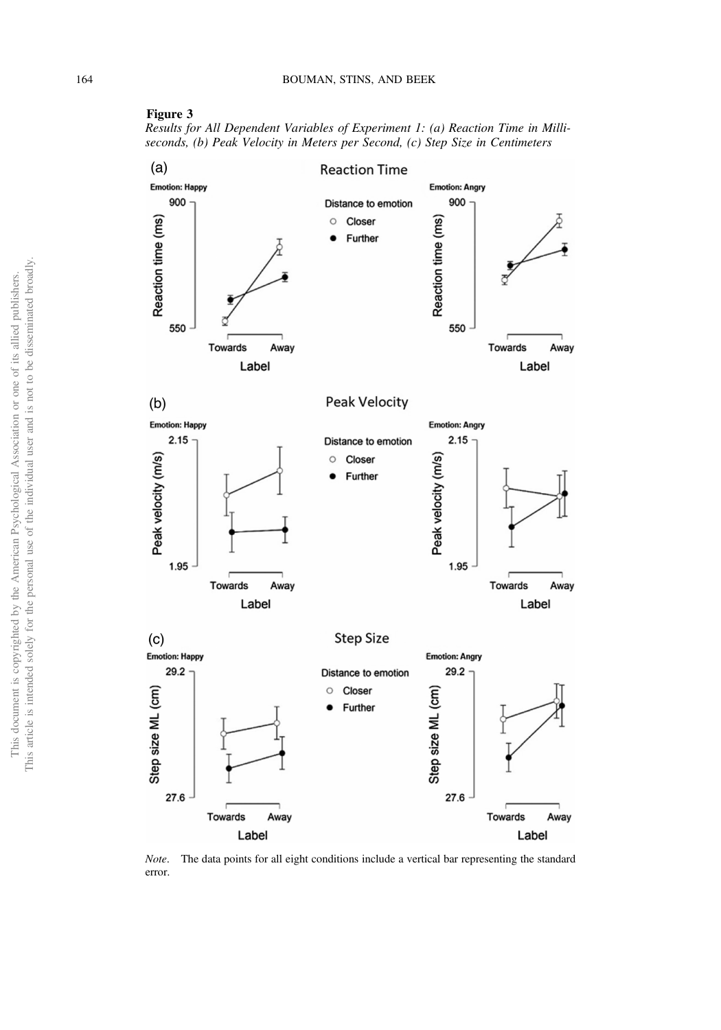**Figure 3**

*Results for All Dependent Variables of Experiment 1: (a) Reaction Time in Milliseconds, (b) Peak Velocity in Meters per Second, (c) Step Size in Centimeters*

*Note*. The data points for all eight conditions include a vertical bar representing the standard error.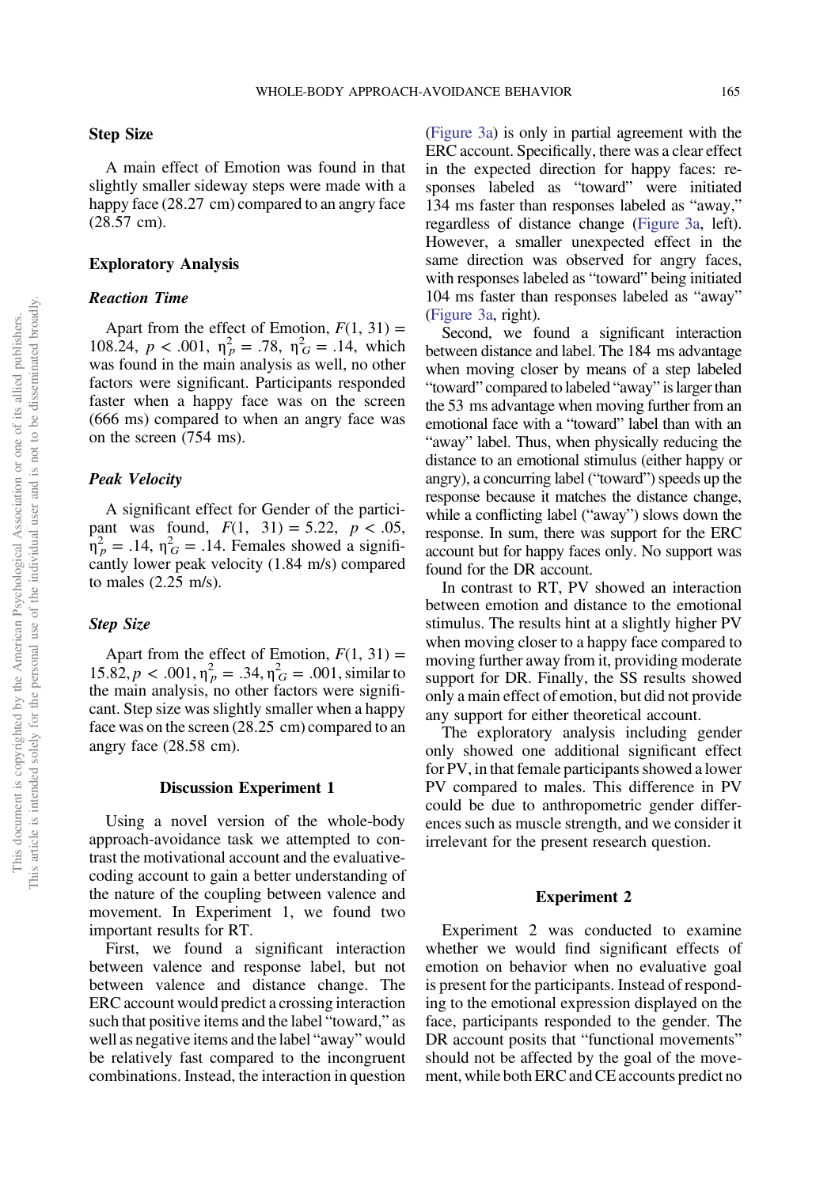### Step Size

A main effect of Emotion was found in that slightly smaller sideway steps were made with a happy face (28.27 cm) compared to an angry face (28.57 cm).

## Exploratory Analysis

### *Reaction Time*

Apart from the effect of Emotion, $F(1, 31) = 108.24$, $p < .001$, $\eta_p^2 = .78$, $\eta_G^2 = .14$, which was found in the main analysis as well, no other factors were significant. Participants responded faster when a happy face was on the screen (666 ms) compared to when an angry face was on the screen (754 ms).

### *Peak Velocity*

A significant effect for Gender of the participant was found, $F(1, 31) = 5.22$, $p < .05$, $\eta_p^2 = .14$, $\eta_G^2 = .14$. Females showed a significantly lower peak velocity (1.84 m/s) compared to males (2.25 m/s).

### *Step Size*

Apart from the effect of Emotion, $F(1, 31) = 15.82$, $p < .001$, $\eta_p^2 = .34$, $\eta_G^2 = .001$, similar to the main analysis, no other factors were significant. Step size was slightly smaller when a happy face was on the screen (28.25 cm) compared to an angry face (28.58 cm).

## Discussion Experiment 1

Using a novel version of the whole-body approach-avoidance task we attempted to contrast the motivational account and the evaluative-coding account to gain a better understanding of the nature of the coupling between valence and movement. In Experiment 1, we found two important results for RT.

First, we found a significant interaction between valence and response label, but not between valence and distance change. The ERC account would predict a crossing interaction such that positive items and the label "toward," as well as negative items and the label "away" would be relatively fast compared to the incongruent combinations. Instead, the interaction in question (Figure 3a) is only in partial agreement with the ERC account. Specifically, there was a clear effect in the expected direction for happy faces: responses labeled as "toward" were initiated 134 ms faster than responses labeled as "away," regardless of distance change (Figure 3a, left). However, a smaller unexpected effect in the same direction was observed for angry faces, with responses labeled as "toward" being initiated 104 ms faster than responses labeled as "away" (Figure 3a, right).

Second, we found a significant interaction between distance and label. The 184 ms advantage when moving closer by means of a step labeled "toward" compared to labeled "away" is larger than the 53 ms advantage when moving further from an emotional face with a "toward" label than with an "away" label. Thus, when physically reducing the distance to an emotional stimulus (either happy or angry), a concurring label ("toward") speeds up the response because it matches the distance change, while a conflicting label ("away") slows down the response. In sum, there was support for the ERC account but for happy faces only. No support was found for the DR account.

In contrast to RT, PV showed an interaction between emotion and distance to the emotional stimulus. The results hint at a slightly higher PV when moving closer to a happy face compared to moving further away from it, providing moderate support for DR. Finally, the SS results showed only a main effect of emotion, but did not provide any support for either theoretical account.

The exploratory analysis including gender only showed one additional significant effect for PV, in that female participants showed a lower PV compared to males. This difference in PV could be due to anthropometric gender differences such as muscle strength, and we consider it irrelevant for the present research question.

## Experiment 2

Experiment 2 was conducted to examine whether we would find significant effects of emotion on behavior when no evaluative goal is present for the participants. Instead of responding to the emotional expression displayed on the face, participants responded to the gender. The DR account posits that "functional movements" should not be affected by the goal of the movement, while both ERC and CE accounts predict no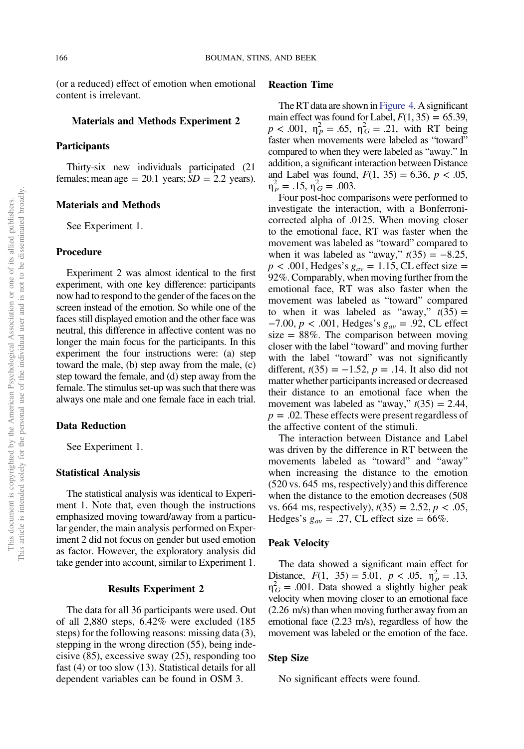(or a reduced) effect of emotion when emotional content is irrelevant.

## Materials and Methods Experiment 2

### Participants

Thirty-six new individuals participated (21 females; mean age = 20.1 years; $SD$ = 2.2 years).

### Materials and Methods

See Experiment 1.

### Procedure

Experiment 2 was almost identical to the first experiment, with one key difference: participants now had to respond to the gender of the faces on the screen instead of the emotion. So while one of the faces still displayed emotion and the other face was neutral, this difference in affective content was no longer the main focus for the participants. In this experiment the four instructions were: (a) step toward the male, (b) step away from the male, (c) step toward the female, and (d) step away from the female. The stimulus set-up was such that there was always one male and one female face in each trial.

### Data Reduction

See Experiment 1.

### Statistical Analysis

The statistical analysis was identical to Experiment 1. Note that, even though the instructions emphasized moving toward/away from a particular gender, the main analysis performed on Experiment 2 did not focus on gender but used emotion as factor. However, the exploratory analysis did take gender into account, similar to Experiment 1.

## Results Experiment 2

The data for all 36 participants were used. Out of all 2,880 steps, 6.42% were excluded (185 steps) for the following reasons: missing data (3), stepping in the wrong direction (55), being indecisive (85), excessive sway (25), responding too fast (4) or too slow (13). Statistical details for all dependent variables can be found in OSM 3.

### Reaction Time

The RT data are shown in Figure 4. A significant main effect was found for Label, $F(1, 35) = 65.39$, $p < .001$, $\eta^2_P = .65$, $\eta^2_G = .21$, with RT being faster when movements were labeled as "toward" compared to when they were labeled as "away." In addition, a significant interaction between Distance and Label was found, $F(1, 35) = 6.36$, $p < .05$, $\eta^2_P = .15$, $\eta^2_G = .003$.

Four post-hoc comparisons were performed to investigate the interaction, with a Bonferroni-corrected alpha of .0125. When moving closer to the emotional face, RT was faster when the movement was labeled as "toward" compared to when it was labeled as "away," $t(35) = -8.25$, $p < .001$, Hedges's $g_{av} = 1.15$, CL effect size = 92%. Comparably, when moving further from the emotional face, RT was also faster when the movement was labeled as "toward" compared to when it was labeled as "away," $t(35) = -7.00$, $p < .001$, Hedges's $g_{av} = .92$, CL effect size = 88%. The comparison between moving closer with the label "toward" and moving further with the label "toward" was not significantly different, $t(35) = -1.52$, $p = .14$. It also did not matter whether participants increased or decreased their distance to an emotional face when the movement was labeled as "away," $t(35) = 2.44$, $p = .02$. These effects were present regardless of the affective content of the stimuli.

The interaction between Distance and Label was driven by the difference in RT between the movements labeled as "toward" and "away" when increasing the distance to the emotion (520 vs. 645 ms, respectively) and this difference when the distance to the emotion decreases (508 vs. 664 ms, respectively), $t(35) = 2.52$, $p < .05$, Hedges's $g_{av} = .27$, CL effect size = 66%.

### Peak Velocity

The data showed a significant main effect for Distance, $F(1, 35) = 5.01$, $p < .05$, $\eta^2_P = .13$, $\eta^2_G = .001$. Data showed a slightly higher peak velocity when moving closer to an emotional face (2.26 m/s) than when moving further away from an emotional face (2.23 m/s), regardless of how the movement was labeled or the emotion of the face.

### Step Size

No significant effects were found.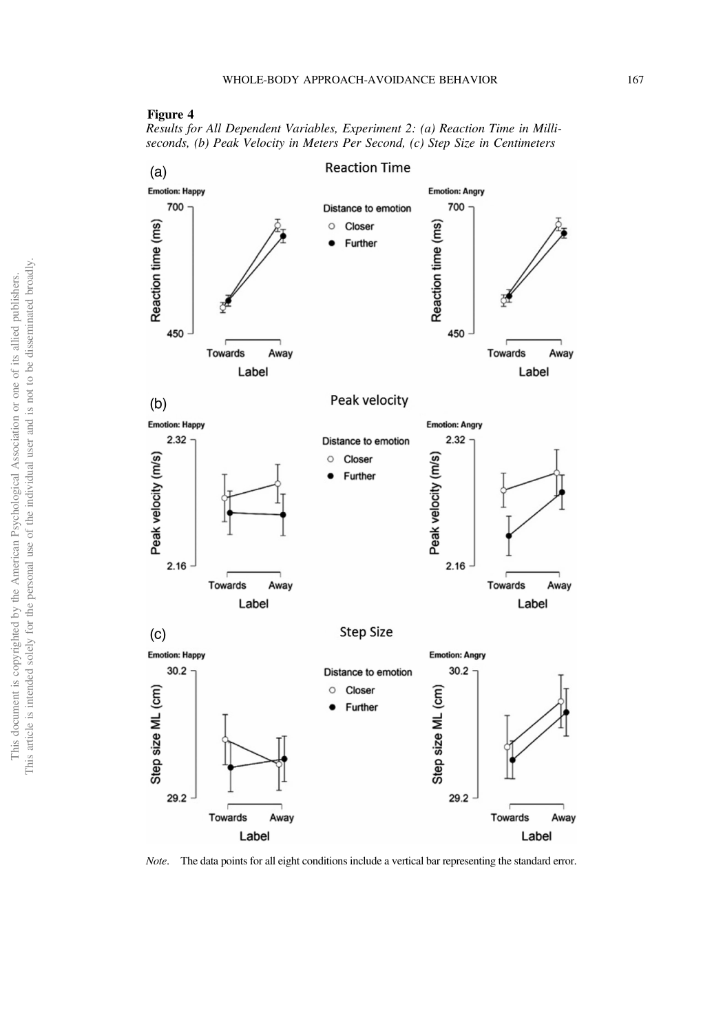**Figure 4**

*Results for All Dependent Variables, Experiment 2: (a) Reaction Time in Milliseconds, (b) Peak Velocity in Meters Per Second, (c) Step Size in Centimeters*

(a) Reaction Time

Emotion: Happy — Emotion: Angry

Distance to emotion: ○ Closer ● Further

Reaction time (ms); Label: Towards, Away

(b) Peak velocity

Emotion: Happy — Emotion: Angry

Distance to emotion: ○ Closer ● Further

Peak velocity (m/s); Label: Towards, Away

(c) Step Size

Emotion: Happy — Emotion: Angry

Distance to emotion: ○ Closer ● Further

Step size ML (cm); Label: Towards, Away

*Note*. The data points for all eight conditions include a vertical bar representing the standard error.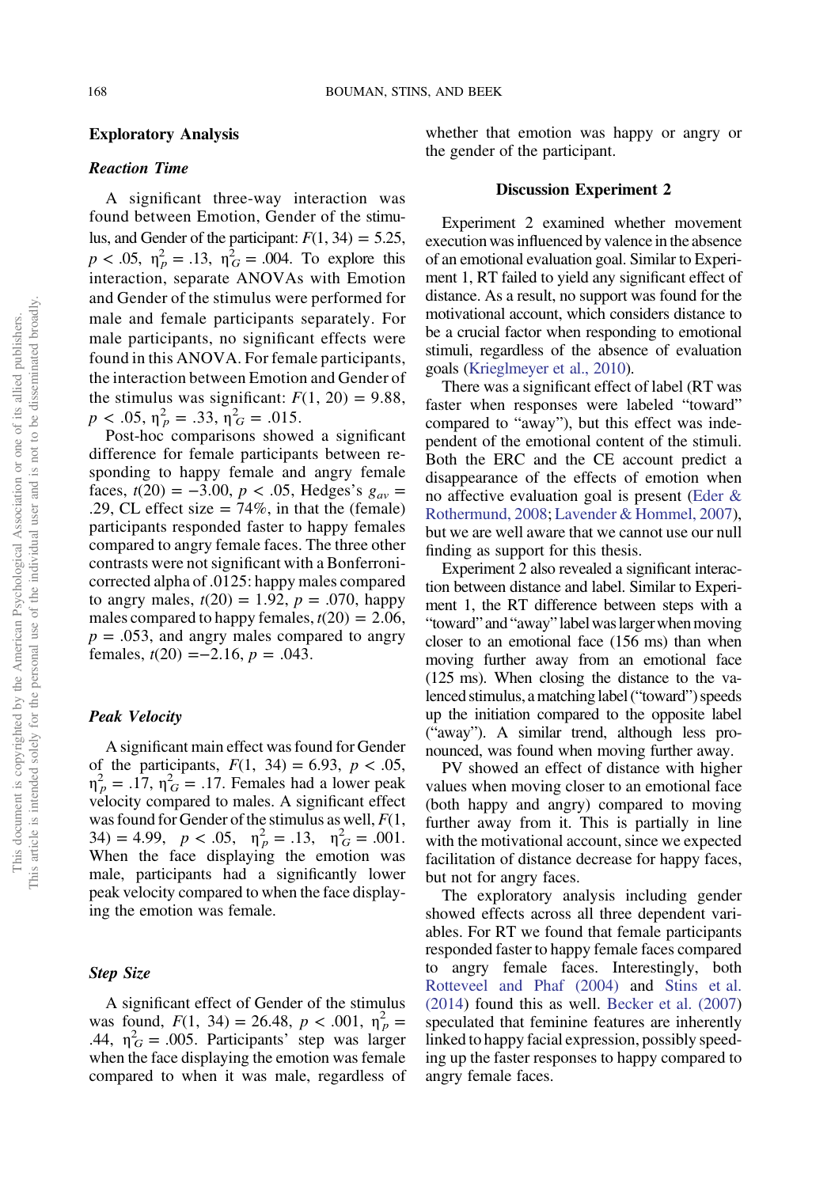### Exploratory Analysis

#### *Reaction Time*

A significant three-way interaction was found between Emotion, Gender of the stimulus, and Gender of the participant: $F(1, 34) = 5.25$, $p < .05$, $\eta^2_p = .13$, $\eta^2_G = .004$. To explore this interaction, separate ANOVAs with Emotion and Gender of the stimulus were performed for male and female participants separately. For male participants, no significant effects were found in this ANOVA. For female participants, the interaction between Emotion and Gender of the stimulus was significant: $F(1, 20) = 9.88$, $p < .05$, $\eta^2_p = .33$, $\eta^2_G = .015$.

Post-hoc comparisons showed a significant difference for female participants between responding to happy female and angry female faces, $t(20) = -3.00$, $p < .05$, Hedges's $g_{av} = .29$, CL effect size = 74%, in that the (female) participants responded faster to happy females compared to angry female faces. The three other contrasts were not significant with a Bonferroni-corrected alpha of .0125: happy males compared to angry males, $t(20) = 1.92$, $p = .070$, happy males compared to happy females, $t(20) = 2.06$, $p = .053$, and angry males compared to angry females, $t(20) = -2.16$, $p = .043$.

#### *Peak Velocity*

A significant main effect was found for Gender of the participants, $F(1, 34) = 6.93$, $p < .05$, $\eta^2_p = .17$, $\eta^2_G = .17$. Females had a lower peak velocity compared to males. A significant effect was found for Gender of the stimulus as well, $F(1, 34) = 4.99$, $p < .05$, $\eta^2_p = .13$, $\eta^2_G = .001$. When the face displaying the emotion was male, participants had a significantly lower peak velocity compared to when the face displaying the emotion was female.

#### *Step Size*

A significant effect of Gender of the stimulus was found, $F(1, 34) = 26.48$, $p < .001$, $\eta^2_p = .44$, $\eta^2_G = .005$. Participants' step was larger when the face displaying the emotion was female compared to when it was male, regardless of whether that emotion was happy or angry or the gender of the participant.

### Discussion Experiment 2

Experiment 2 examined whether movement execution was influenced by valence in the absence of an emotional evaluation goal. Similar to Experiment 1, RT failed to yield any significant effect of distance. As a result, no support was found for the motivational account, which considers distance to be a crucial factor when responding to emotional stimuli, regardless of the absence of evaluation goals (Krieglmeyer et al., 2010).

There was a significant effect of label (RT was faster when responses were labeled "toward" compared to "away"), but this effect was independent of the emotional content of the stimuli. Both the ERC and the CE account predict a disappearance of the effects of emotion when no affective evaluation goal is present (Eder & Rothermund, 2008; Lavender & Hommel, 2007), but we are well aware that we cannot use our null finding as support for this thesis.

Experiment 2 also revealed a significant interaction between distance and label. Similar to Experiment 1, the RT difference between steps with a "toward" and "away" label was larger when moving closer to an emotional face (156 ms) than when moving further away from an emotional face (125 ms). When closing the distance to the valenced stimulus, a matching label ("toward") speeds up the initiation compared to the opposite label ("away"). A similar trend, although less pronounced, was found when moving further away.

PV showed an effect of distance with higher values when moving closer to an emotional face (both happy and angry) compared to moving further away from it. This is partially in line with the motivational account, since we expected facilitation of distance decrease for happy faces, but not for angry faces.

The exploratory analysis including gender showed effects across all three dependent variables. For RT we found that female participants responded faster to happy female faces compared to angry female faces. Interestingly, both Rotteveel and Phaf (2004) and Stins et al. (2014) found this as well. Becker et al. (2007) speculated that feminine features are inherently linked to happy facial expression, possibly speeding up the faster responses to happy compared to angry female faces.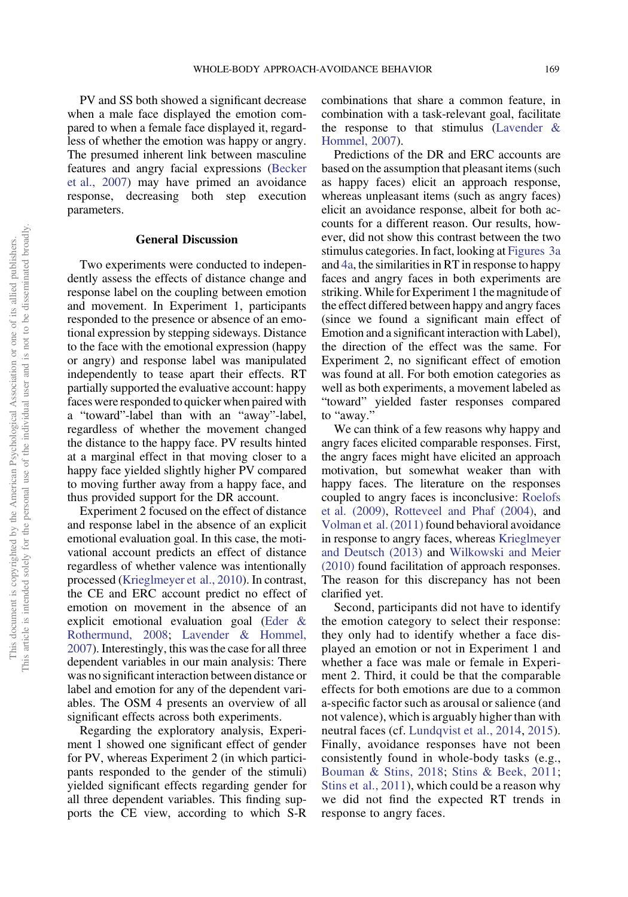PV and SS both showed a significant decrease when a male face displayed the emotion compared to when a female face displayed it, regardless of whether the emotion was happy or angry. The presumed inherent link between masculine features and angry facial expressions (Becker et al., 2007) may have primed an avoidance response, decreasing both step execution parameters.

## General Discussion

Two experiments were conducted to independently assess the effects of distance change and response label on the coupling between emotion and movement. In Experiment 1, participants responded to the presence or absence of an emotional expression by stepping sideways. Distance to the face with the emotional expression (happy or angry) and response label was manipulated independently to tease apart their effects. RT partially supported the evaluative account: happy faces were responded to quicker when paired with a "toward"-label than with an "away"-label, regardless of whether the movement changed the distance to the happy face. PV results hinted at a marginal effect in that moving closer to a happy face yielded slightly higher PV compared to moving further away from a happy face, and thus provided support for the DR account.

Experiment 2 focused on the effect of distance and response label in the absence of an explicit emotional evaluation goal. In this case, the motivational account predicts an effect of distance regardless of whether valence was intentionally processed (Krieglmeyer et al., 2010). In contrast, the CE and ERC account predict no effect of emotion on movement in the absence of an explicit emotional evaluation goal (Eder & Rothermund, 2008; Lavender & Hommel, 2007). Interestingly, this was the case for all three dependent variables in our main analysis: There was no significant interaction between distance or label and emotion for any of the dependent variables. The OSM 4 presents an overview of all significant effects across both experiments.

Regarding the exploratory analysis, Experiment 1 showed one significant effect of gender for PV, whereas Experiment 2 (in which participants responded to the gender of the stimuli) yielded significant effects regarding gender for all three dependent variables. This finding supports the CE view, according to which S-R combinations that share a common feature, in combination with a task-relevant goal, facilitate the response to that stimulus (Lavender & Hommel, 2007).

Predictions of the DR and ERC accounts are based on the assumption that pleasant items (such as happy faces) elicit an approach response, whereas unpleasant items (such as angry faces) elicit an avoidance response, albeit for both accounts for a different reason. Our results, however, did not show this contrast between the two stimulus categories. In fact, looking at Figures 3a and 4a, the similarities in RT in response to happy faces and angry faces in both experiments are striking. While for Experiment 1 the magnitude of the effect differed between happy and angry faces (since we found a significant main effect of Emotion and a significant interaction with Label), the direction of the effect was the same. For Experiment 2, no significant effect of emotion was found at all. For both emotion categories as well as both experiments, a movement labeled as "toward" yielded faster responses compared to "away."

We can think of a few reasons why happy and angry faces elicited comparable responses. First, the angry faces might have elicited an approach motivation, but somewhat weaker than with happy faces. The literature on the responses coupled to angry faces is inconclusive: Roelofs et al. (2009), Rotteveel and Phaf (2004), and Volman et al. (2011) found behavioral avoidance in response to angry faces, whereas Krieglmeyer and Deutsch (2013) and Wilkowski and Meier (2010) found facilitation of approach responses. The reason for this discrepancy has not been clarified yet.

Second, participants did not have to identify the emotion category to select their response: they only had to identify whether a face displayed an emotion or not in Experiment 1 and whether a face was male or female in Experiment 2. Third, it could be that the comparable effects for both emotions are due to a common a-specific factor such as arousal or salience (and not valence), which is arguably higher than with neutral faces (cf. Lundqvist et al., 2014, 2015). Finally, avoidance responses have not been consistently found in whole-body tasks (e.g., Bouman & Stins, 2018; Stins & Beek, 2011; Stins et al., 2011), which could be a reason why we did not find the expected RT trends in response to angry faces.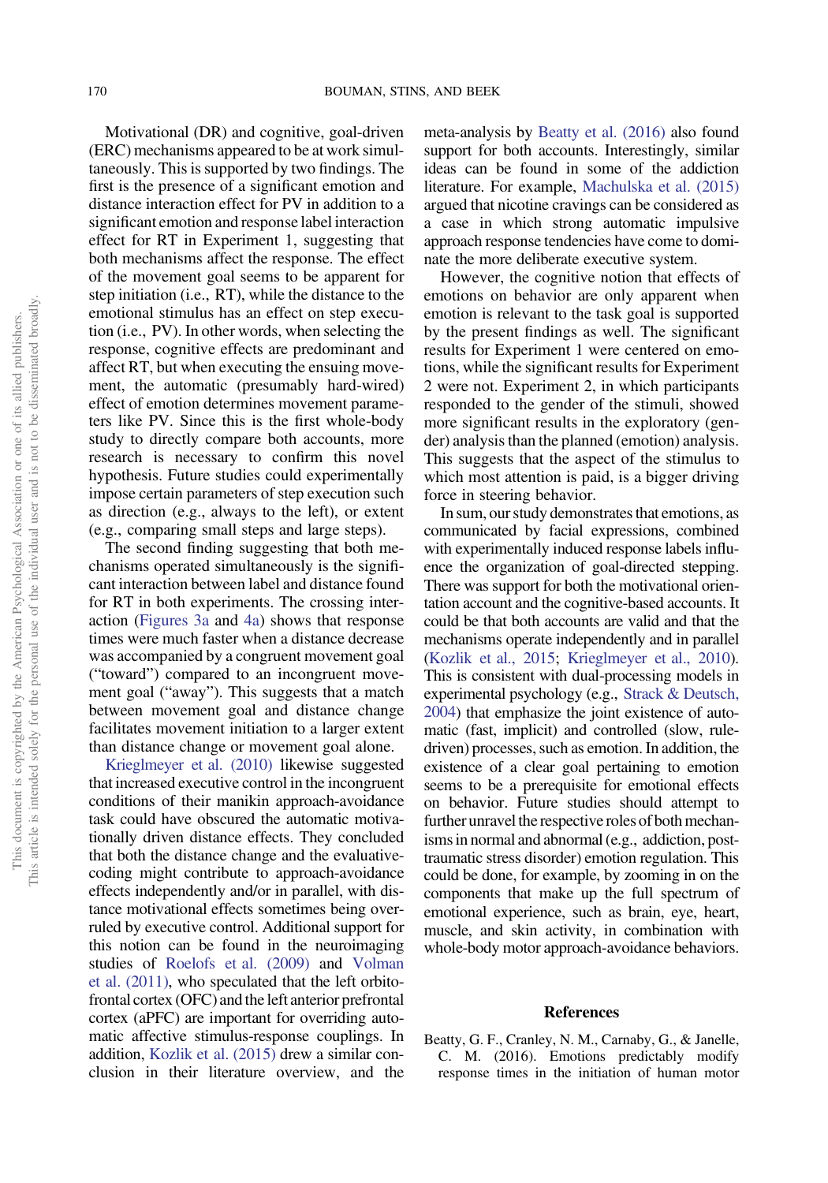Motivational (DR) and cognitive, goal-driven (ERC) mechanisms appeared to be at work simultaneously. This is supported by two findings. The first is the presence of a significant emotion and distance interaction effect for PV in addition to a significant emotion and response label interaction effect for RT in Experiment 1, suggesting that both mechanisms affect the response. The effect of the movement goal seems to be apparent for step initiation (i.e., RT), while the distance to the emotional stimulus has an effect on step execution (i.e., PV). In other words, when selecting the response, cognitive effects are predominant and affect RT, but when executing the ensuing movement, the automatic (presumably hard-wired) effect of emotion determines movement parameters like PV. Since this is the first whole-body study to directly compare both accounts, more research is necessary to confirm this novel hypothesis. Future studies could experimentally impose certain parameters of step execution such as direction (e.g., always to the left), or extent (e.g., comparing small steps and large steps).

The second finding suggesting that both mechanisms operated simultaneously is the significant interaction between label and distance found for RT in both experiments. The crossing interaction (Figures 3a and 4a) shows that response times were much faster when a distance decrease was accompanied by a congruent movement goal ("toward") compared to an incongruent movement goal ("away"). This suggests that a match between movement goal and distance change facilitates movement initiation to a larger extent than distance change or movement goal alone.

Krieglmeyer et al. (2010) likewise suggested that increased executive control in the incongruent conditions of their manikin approach-avoidance task could have obscured the automatic motivationally driven distance effects. They concluded that both the distance change and the evaluative-coding might contribute to approach-avoidance effects independently and/or in parallel, with distance motivational effects sometimes being overruled by executive control. Additional support for this notion can be found in the neuroimaging studies of Roelofs et al. (2009) and Volman et al. (2011), who speculated that the left orbitofrontal cortex (OFC) and the left anterior prefrontal cortex (aPFC) are important for overriding automatic affective stimulus-response couplings. In addition, Kozlik et al. (2015) drew a similar conclusion in their literature overview, and the meta-analysis by Beatty et al. (2016) also found support for both accounts. Interestingly, similar ideas can be found in some of the addiction literature. For example, Machulska et al. (2015) argued that nicotine cravings can be considered as a case in which strong automatic impulsive approach response tendencies have come to dominate the more deliberate executive system.

However, the cognitive notion that effects of emotions on behavior are only apparent when emotion is relevant to the task goal is supported by the present findings as well. The significant results for Experiment 1 were centered on emotions, while the significant results for Experiment 2 were not. Experiment 2, in which participants responded to the gender of the stimuli, showed more significant results in the exploratory (gender) analysis than the planned (emotion) analysis. This suggests that the aspect of the stimulus to which most attention is paid, is a bigger driving force in steering behavior.

In sum, our study demonstrates that emotions, as communicated by facial expressions, combined with experimentally induced response labels influence the organization of goal-directed stepping. There was support for both the motivational orientation account and the cognitive-based accounts. It could be that both accounts are valid and that the mechanisms operate independently and in parallel (Kozlik et al., 2015; Krieglmeyer et al., 2010). This is consistent with dual-processing models in experimental psychology (e.g., Strack & Deutsch, 2004) that emphasize the joint existence of automatic (fast, implicit) and controlled (slow, rule-driven) processes, such as emotion. In addition, the existence of a clear goal pertaining to emotion seems to be a prerequisite for emotional effects on behavior. Future studies should attempt to further unravel the respective roles of both mechanisms in normal and abnormal (e.g., addiction, posttraumatic stress disorder) emotion regulation. This could be done, for example, by zooming in on the components that make up the full spectrum of emotional experience, such as brain, eye, heart, muscle, and skin activity, in combination with whole-body motor approach-avoidance behaviors.

## References

Beatty, G. F., Cranley, N. M., Carnaby, G., & Janelle, C. M. (2016). Emotions predictably modify response times in the initiation of human motor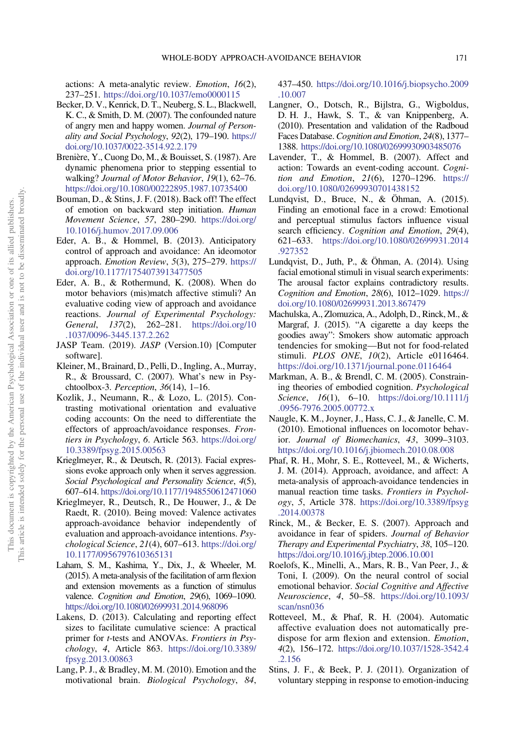actions: A meta-analytic review. *Emotion*, *16*(2), 237–251. https://doi.org/10.1037/emo0000115

Becker, D. V., Kenrick, D. T., Neuberg, S. L., Blackwell, K. C., & Smith, D. M. (2007). The confounded nature of angry men and happy women. *Journal of Personality and Social Psychology*, *92*(2), 179–190. https://doi.org/10.1037/0022-3514.92.2.179

Brenière, Y., Cuong Do, M., & Bouisset, S. (1987). Are dynamic phenomena prior to stepping essential to walking? *Journal of Motor Behavior*, *19*(1), 62–76. https://doi.org/10.1080/00222895.1987.10735400

Bouman, D., & Stins, J. F. (2018). Back off! The effect of emotion on backward step initiation. *Human Movement Science*, *57*, 280–290. https://doi.org/10.1016/j.humov.2017.09.006

Eder, A. B., & Hommel, B. (2013). Anticipatory control of approach and avoidance: An ideomotor approach. *Emotion Review*, *5*(3), 275–279. https://doi.org/10.1177/1754073913477505

Eder, A. B., & Rothermund, K. (2008). When do motor behaviors (mis)match affective stimuli? An evaluative coding view of approach and avoidance reactions. *Journal of Experimental Psychology: General*, *137*(2), 262–281. https://doi.org/10.1037/0096-3445.137.2.262

JASP Team. (2019). *JASP* (Version.10) [Computer software].

Kleiner, M., Brainard, D., Pelli, D., Ingling, A., Murray, R., & Broussard, C. (2007). What's new in Psychtoolbox-3. *Perception*, *36*(14), 1–16.

Kozlik, J., Neumann, R., & Lozo, L. (2015). Contrasting motivational orientation and evaluative coding accounts: On the need to differentiate the effectors of approach/avoidance responses. *Frontiers in Psychology*, *6*. Article 563. https://doi.org/10.3389/fpsyg.2015.00563

Krieglmeyer, R., & Deutsch, R. (2013). Facial expressions evoke approach only when it serves aggression. *Social Psychological and Personality Science*, *4*(5), 607–614. https://doi.org/10.1177/1948550612471060

Krieglmeyer, R., Deutsch, R., De Houwer, J., & De Raedt, R. (2010). Being moved: Valence activates approach-avoidance behavior independently of evaluation and approach-avoidance intentions. *Psychological Science*, *21*(4), 607–613. https://doi.org/10.1177/0956797610365131

Laham, S. M., Kashima, Y., Dix, J., & Wheeler, M. (2015). A meta-analysis of the facilitation of arm flexion and extension movements as a function of stimulus valence. *Cognition and Emotion*, *29*(6), 1069–1090. https://doi.org/10.1080/02699931.2014.968096

Lakens, D. (2013). Calculating and reporting effect sizes to facilitate cumulative science: A practical primer for *t*-tests and ANOVAs. *Frontiers in Psychology*, *4*, Article 863. https://doi.org/10.3389/fpsyg.2013.00863

Lang, P. J., & Bradley, M. M. (2010). Emotion and the motivational brain. *Biological Psychology*, *84*, 437–450. https://doi.org/10.1016/j.biopsycho.2009.10.007

Langner, O., Dotsch, R., Bijlstra, G., Wigboldus, D. H. J., Hawk, S. T., & van Knippenberg, A. (2010). Presentation and validation of the Radboud Faces Database. *Cognition and Emotion*, *24*(8), 1377–1388. https://doi.org/10.1080/02699930903485076

Lavender, T., & Hommel, B. (2007). Affect and action: Towards an event-coding account. *Cognition and Emotion*, *21*(6), 1270–1296. https://doi.org/10.1080/02699930701438152

Lundqvist, D., Bruce, N., & Öhman, A. (2015). Finding an emotional face in a crowd: Emotional and perceptual stimulus factors influence visual search efficiency. *Cognition and Emotion*, *29*(4), 621–633. https://doi.org/10.1080/02699931.2014.927352

Lundqvist, D., Juth, P., & Öhman, A. (2014). Using facial emotional stimuli in visual search experiments: The arousal factor explains contradictory results. *Cognition and Emotion*, *28*(6), 1012–1029. https://doi.org/10.1080/02699931.2013.867479

Machulska, A., Zlomuzica, A., Adolph, D., Rinck, M., & Margraf, J. (2015). "A cigarette a day keeps the goodies away": Smokers show automatic approach tendencies for smoking—But not for food-related stimuli. *PLOS ONE*, *10*(2), Article e0116464. https://doi.org/10.1371/journal.pone.0116464

Markman, A. B., & Brendl, C. M. (2005). Constraining theories of embodied cognition. *Psychological Science*, *16*(1), 6–10. https://doi.org/10.1111/j.0956-7976.2005.00772.x

Naugle, K. M., Joyner, J., Hass, C. J., & Janelle, C. M. (2010). Emotional influences on locomotor behavior. *Journal of Biomechanics*, *43*, 3099–3103. https://doi.org/10.1016/j.jbiomech.2010.08.008

Phaf, R. H., Mohr, S. E., Rotteveel, M., & Wicherts, J. M. (2014). Approach, avoidance, and affect: A meta-analysis of approach-avoidance tendencies in manual reaction time tasks. *Frontiers in Psychology*, *5*, Article 378. https://doi.org/10.3389/fpsyg.2014.00378

Rinck, M., & Becker, E. S. (2007). Approach and avoidance in fear of spiders. *Journal of Behavior Therapy and Experimental Psychiatry*, *38*, 105–120. https://doi.org/10.1016/j.jbtep.2006.10.001

Roelofs, K., Minelli, A., Mars, R. B., Van Peer, J., & Toni, I. (2009). On the neural control of social emotional behavior. *Social Cognitive and Affective Neuroscience*, *4*, 50–58. https://doi.org/10.1093/scan/nsn036

Rotteveel, M., & Phaf, R. H. (2004). Automatic affective evaluation does not automatically predispose for arm flexion and extension. *Emotion*, *4*(2), 156–172. https://doi.org/10.1037/1528-3542.4.2.156

Stins, J. F., & Beek, P. J. (2011). Organization of voluntary stepping in response to emotion-inducing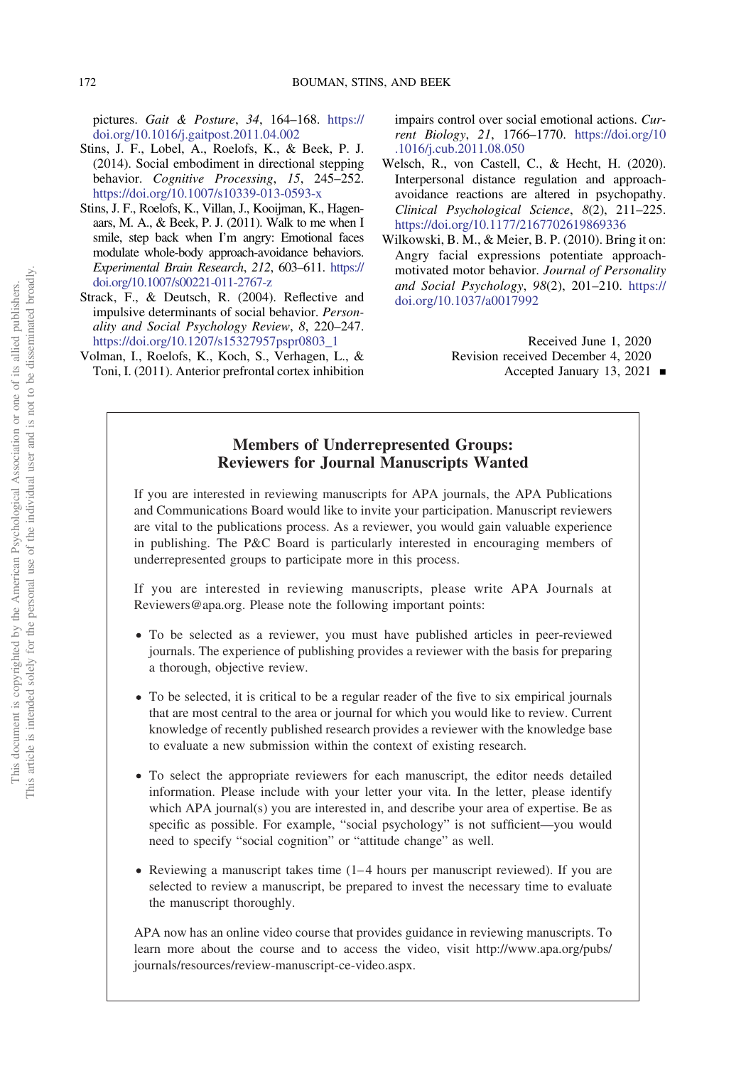pictures. *Gait & Posture*, *34*, 164–168. https://doi.org/10.1016/j.gaitpost.2011.04.002

Stins, J. F., Lobel, A., Roelofs, K., & Beek, P. J. (2014). Social embodiment in directional stepping behavior. *Cognitive Processing*, *15*, 245–252. https://doi.org/10.1007/s10339-013-0593-x

Stins, J. F., Roelofs, K., Villan, J., Kooijman, K., Hagenaars, M. A., & Beek, P. J. (2011). Walk to me when I smile, step back when I'm angry: Emotional faces modulate whole-body approach-avoidance behaviors. *Experimental Brain Research*, *212*, 603–611. https://doi.org/10.1007/s00221-011-2767-z

Strack, F., & Deutsch, R. (2004). Reflective and impulsive determinants of social behavior. *Personality and Social Psychology Review*, *8*, 220–247. https://doi.org/10.1207/s15327957pspr0803_1

Volman, I., Roelofs, K., Koch, S., Verhagen, L., & Toni, I. (2011). Anterior prefrontal cortex inhibition impairs control over social emotional actions. *Current Biology*, *21*, 1766–1770. https://doi.org/10.1016/j.cub.2011.08.050

Welsch, R., von Castell, C., & Hecht, H. (2020). Interpersonal distance regulation and approach-avoidance reactions are altered in psychopathy. *Clinical Psychological Science*, *8*(2), 211–225. https://doi.org/10.1177/2167702619869336

Wilkowski, B. M., & Meier, B. P. (2010). Bring it on: Angry facial expressions potentiate approach-motivated motor behavior. *Journal of Personality and Social Psychology*, *98*(2), 201–210. https://doi.org/10.1037/a0017992

Received June 1, 2020
Revision received December 4, 2020
Accepted January 13, 2021 ■

## Members of Underrepresented Groups: Reviewers for Journal Manuscripts Wanted

If you are interested in reviewing manuscripts for APA journals, the APA Publications and Communications Board would like to invite your participation. Manuscript reviewers are vital to the publications process. As a reviewer, you would gain valuable experience in publishing. The P&C Board is particularly interested in encouraging members of underrepresented groups to participate more in this process.

If you are interested in reviewing manuscripts, please write APA Journals at Reviewers@apa.org. Please note the following important points:

- To be selected as a reviewer, you must have published articles in peer-reviewed journals. The experience of publishing provides a reviewer with the basis for preparing a thorough, objective review.
- To be selected, it is critical to be a regular reader of the five to six empirical journals that are most central to the area or journal for which you would like to review. Current knowledge of recently published research provides a reviewer with the knowledge base to evaluate a new submission within the context of existing research.
- To select the appropriate reviewers for each manuscript, the editor needs detailed information. Please include with your letter your vita. In the letter, please identify which APA journal(s) you are interested in, and describe your area of expertise. Be as specific as possible. For example, "social psychology" is not sufficient—you would need to specify "social cognition" or "attitude change" as well.
- Reviewing a manuscript takes time (1–4 hours per manuscript reviewed). If you are selected to review a manuscript, be prepared to invest the necessary time to evaluate the manuscript thoroughly.

APA now has an online video course that provides guidance in reviewing manuscripts. To learn more about the course and to access the video, visit http://www.apa.org/pubs/journals/resources/review-manuscript-ce-video.aspx.